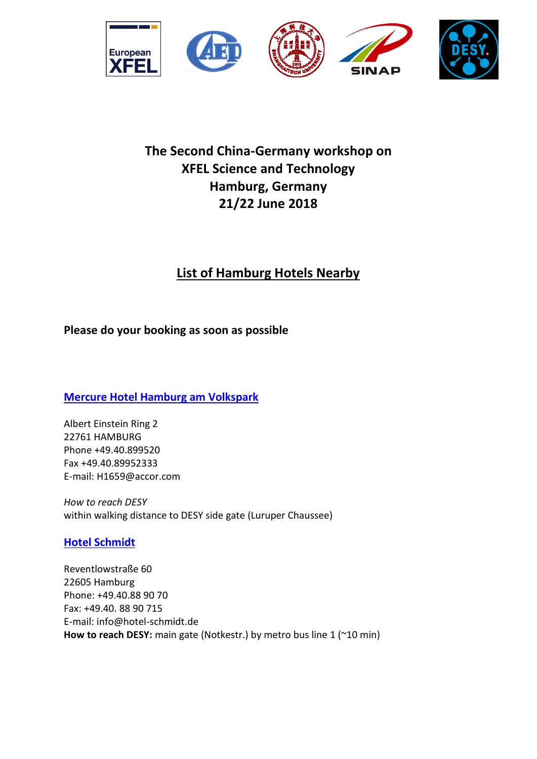# The Second China-Germany workshop on XFEL Science and Technology Hamburg, Germany 21/22 June 2018

## List of Hamburg Hotels Nearby

**Please do your booking as soon as possible**

### Mercure Hotel Hamburg am Volkspark

Albert Einstein Ring 2
22761 HAMBURG
Phone +49.40.899520
Fax +49.40.89952333
E-mail: H1659@accor.com

*How to reach DESY*
within walking distance to DESY side gate (Luruper Chaussee)

### Hotel Schmidt

Reventlowstraße 60
22605 Hamburg
Phone: +49.40.88 90 70
Fax: +49.40. 88 90 715
E-mail: info@hotel-schmidt.de
**How to reach DESY:** main gate (Notkestr.) by metro bus line 1 (~10 min)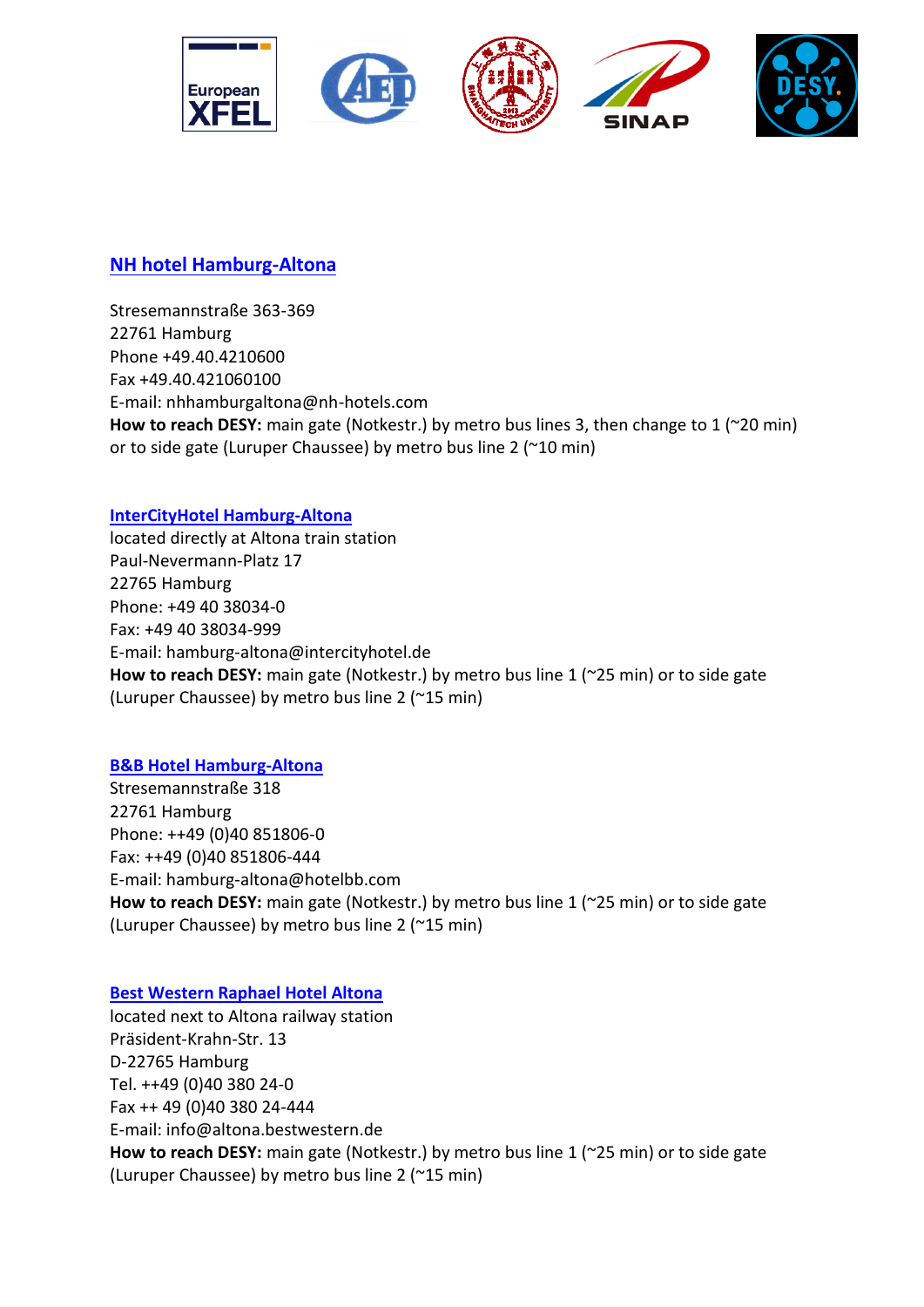## NH hotel Hamburg-Altona

Stresemannstraße 363-369
22761 Hamburg
Phone +49.40.4210600
Fax +49.40.421060100
E-mail: nhhamburgaltona@nh-hotels.com
**How to reach DESY:** main gate (Notkestr.) by metro bus lines 3, then change to 1 (~20 min) or to side gate (Luruper Chaussee) by metro bus line 2 (~10 min)

### InterCityHotel Hamburg-Altona

located directly at Altona train station
Paul-Nevermann-Platz 17
22765 Hamburg
Phone: +49 40 38034-0
Fax: +49 40 38034-999
E-mail: hamburg-altona@intercityhotel.de
**How to reach DESY:** main gate (Notkestr.) by metro bus line 1 (~25 min) or to side gate (Luruper Chaussee) by metro bus line 2 (~15 min)

### B&B Hotel Hamburg-Altona

Stresemannstraße 318
22761 Hamburg
Phone: ++49 (0)40 851806-0
Fax: ++49 (0)40 851806-444
E-mail: hamburg-altona@hotelbb.com
**How to reach DESY:** main gate (Notkestr.) by metro bus line 1 (~25 min) or to side gate (Luruper Chaussee) by metro bus line 2 (~15 min)

### Best Western Raphael Hotel Altona

located next to Altona railway station
Präsident-Krahn-Str. 13
D-22765 Hamburg
Tel. ++49 (0)40 380 24-0
Fax ++ 49 (0)40 380 24-444
E-mail: info@altona.bestwestern.de
**How to reach DESY:** main gate (Notkestr.) by metro bus line 1 (~25 min) or to side gate (Luruper Chaussee) by metro bus line 2 (~15 min)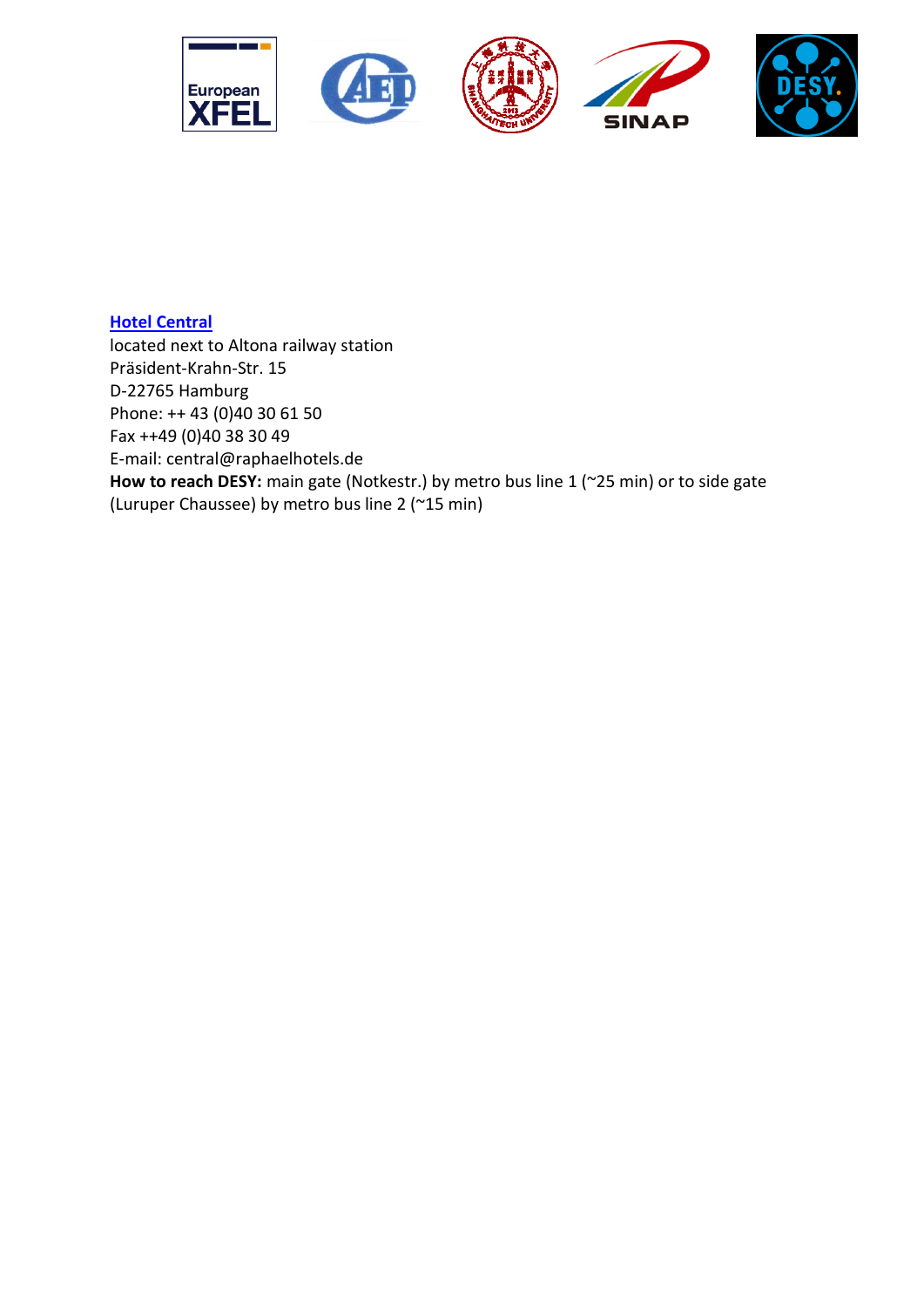**Hotel Central**
located next to Altona railway station
Präsident-Krahn-Str. 15
D-22765 Hamburg
Phone: ++ 43 (0)40 30 61 50
Fax ++49 (0)40 38 30 49
E-mail: central@raphaelhotels.de
**How to reach DESY:** main gate (Notkestr.) by metro bus line 1 (~25 min) or to side gate (Luruper Chaussee) by metro bus line 2 (~15 min)